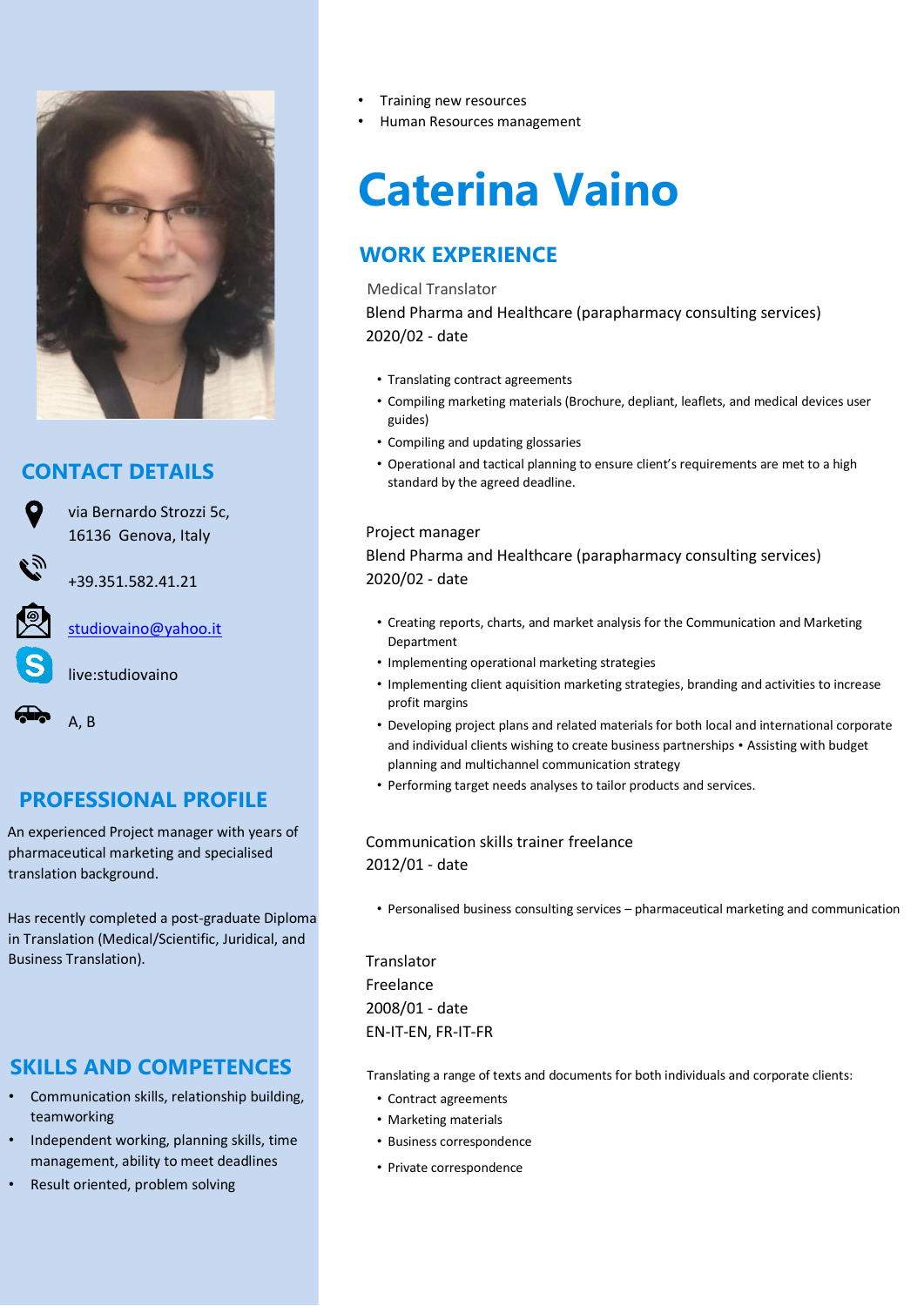- Training new resources
- Human Resources management

# Caterina Vaino

## WORK EXPERIENCE

Medical Translator
Blend Pharma and Healthcare (parapharmacy consulting services)
2020/02 - date

- Translating contract agreements
- Compiling marketing materials (Brochure, depliant, leaflets, and medical devices user guides)
- Compiling and updating glossaries
- Operational and tactical planning to ensure client's requirements are met to a high standard by the agreed deadline.

Project manager
Blend Pharma and Healthcare (parapharmacy consulting services)
2020/02 - date

- Creating reports, charts, and market analysis for the Communication and Marketing Department
- Implementing operational marketing strategies
- Implementing client aquisition marketing strategies, branding and activities to increase profit margins
- Developing project plans and related materials for both local and international corporate and individual clients wishing to create business partnerships • Assisting with budget planning and multichannel communication strategy
- Performing target needs analyses to tailor products and services.

Communication skills trainer freelance
2012/01 - date

- Personalised business consulting services – pharmaceutical marketing and communication

Translator
Freelance
2008/01 - date
EN-IT-EN, FR-IT-FR

Translating a range of texts and documents for both individuals and corporate clients:

- Contract agreements
- Marketing materials
- Business correspondence
- Private correspondence

## CONTACT DETAILS

via Bernardo Strozzi 5c,
16136 Genova, Italy

+39.351.582.41.21

studiovaino@yahoo.it

live:studiovaino

A, B

## PROFESSIONAL PROFILE

An experienced Project manager with years of pharmaceutical marketing and specialised translation background.

Has recently completed a post-graduate Diploma in Translation (Medical/Scientific, Juridical, and Business Translation).

## SKILLS AND COMPETENCES

- Communication skills, relationship building, teamworking
- Independent working, planning skills, time management, ability to meet deadlines
- Result oriented, problem solving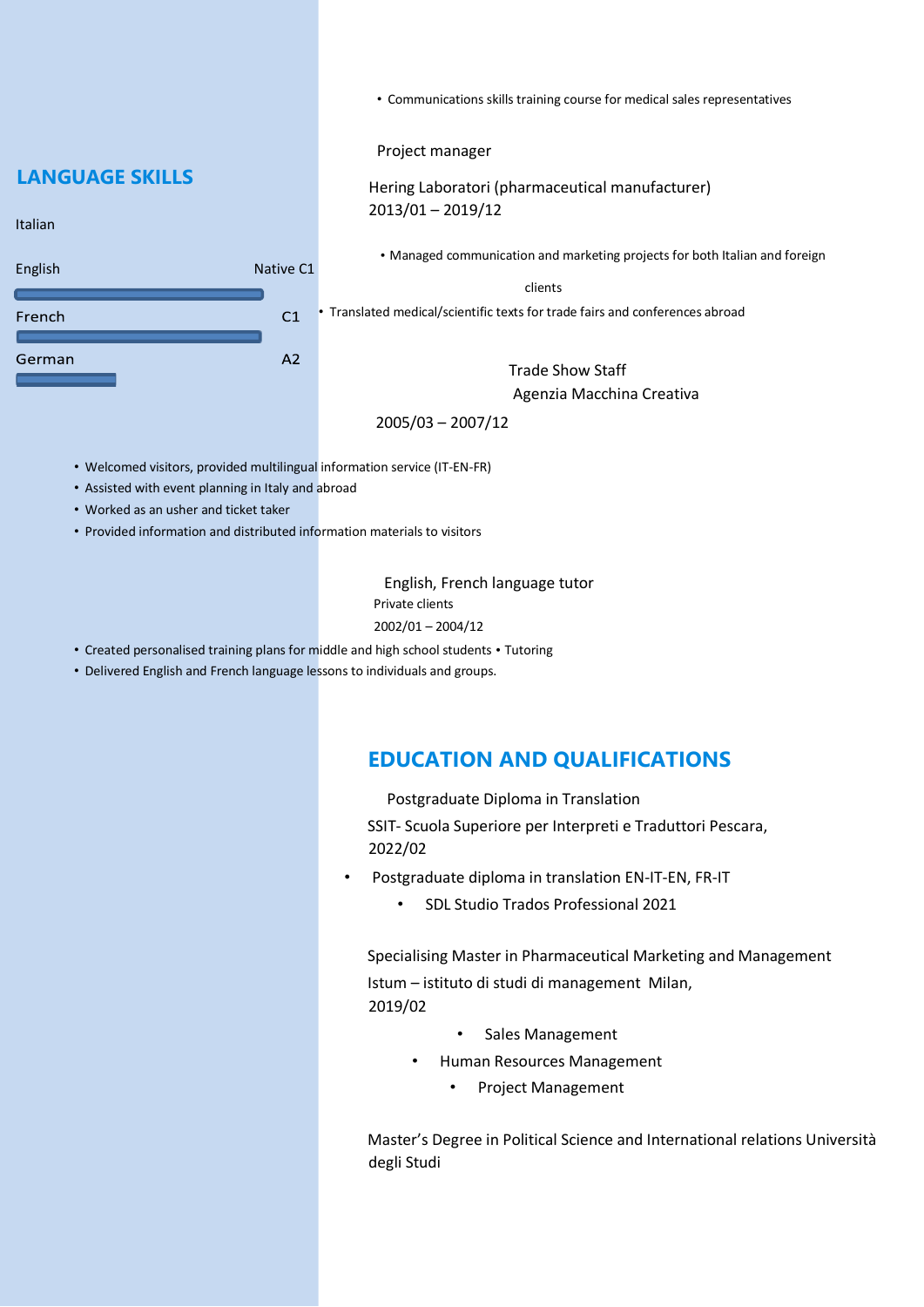- Communications skills training course for medical sales representatives

Project manager

Hering Laboratori (pharmaceutical manufacturer)
2013/01 – 2019/12

- Managed communication and marketing projects for both Italian and foreign clients
- Translated medical/scientific texts for trade fairs and conferences abroad

Trade Show Staff
Agenzia Macchina Creativa

2005/03 – 2007/12

- Welcomed visitors, provided multilingual information service (IT-EN-FR)
- Assisted with event planning in Italy and abroad
- Worked as an usher and ticket taker
- Provided information and distributed information materials to visitors

English, French language tutor
Private clients
2002/01 – 2004/12

- Created personalised training plans for middle and high school students • Tutoring
- Delivered English and French language lessons to individuals and groups.

## LANGUAGE SKILLS

Italian

English Native C1

French C1

German A2

## EDUCATION AND QUALIFICATIONS

Postgraduate Diploma in Translation

SSIT- Scuola Superiore per Interpreti e Traduttori Pescara,
2022/02

- Postgraduate diploma in translation EN-IT-EN, FR-IT
    - SDL Studio Trados Professional 2021

Specialising Master in Pharmaceutical Marketing and Management
Istum – istituto di studi di management Milan,
2019/02

- Sales Management
- Human Resources Management
- Project Management

Master's Degree in Political Science and International relations Università degli Studi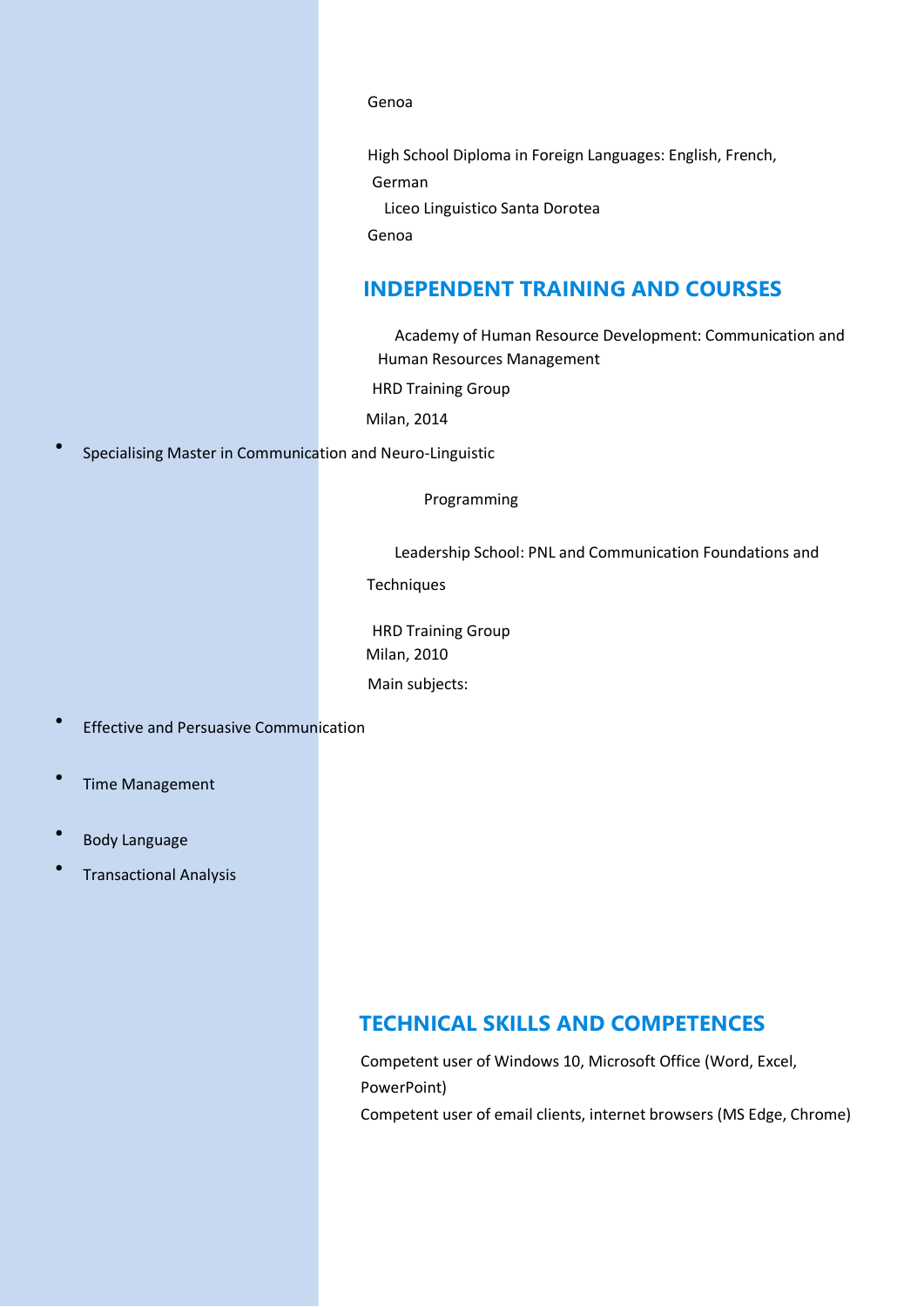Genoa

High School Diploma in Foreign Languages: English, French, German
Liceo Linguistico Santa Dorotea
Genoa

## INDEPENDENT TRAINING AND COURSES

Academy of Human Resource Development: Communication and Human Resources Management
HRD Training Group
Milan, 2014

- Specialising Master in Communication and Neuro-Linguistic Programming

Leadership School: PNL and Communication Foundations and Techniques

HRD Training Group
Milan, 2010
Main subjects:

- Effective and Persuasive Communication
- Time Management
- Body Language
- Transactional Analysis

## TECHNICAL SKILLS AND COMPETENCES

Competent user of Windows 10, Microsoft Office (Word, Excel, PowerPoint)
Competent user of email clients, internet browsers (MS Edge, Chrome)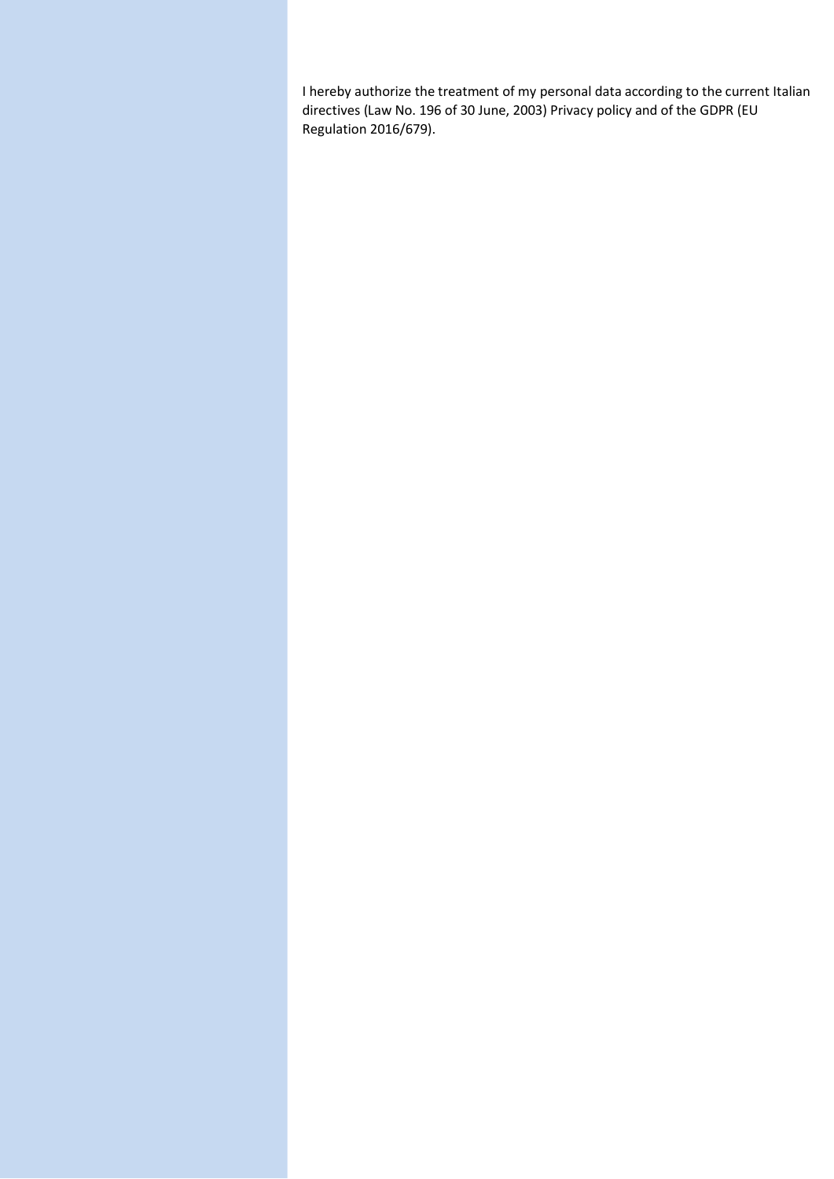I hereby authorize the treatment of my personal data according to the current Italian directives (Law No. 196 of 30 June, 2003) Privacy policy and of the GDPR (EU Regulation 2016/679).